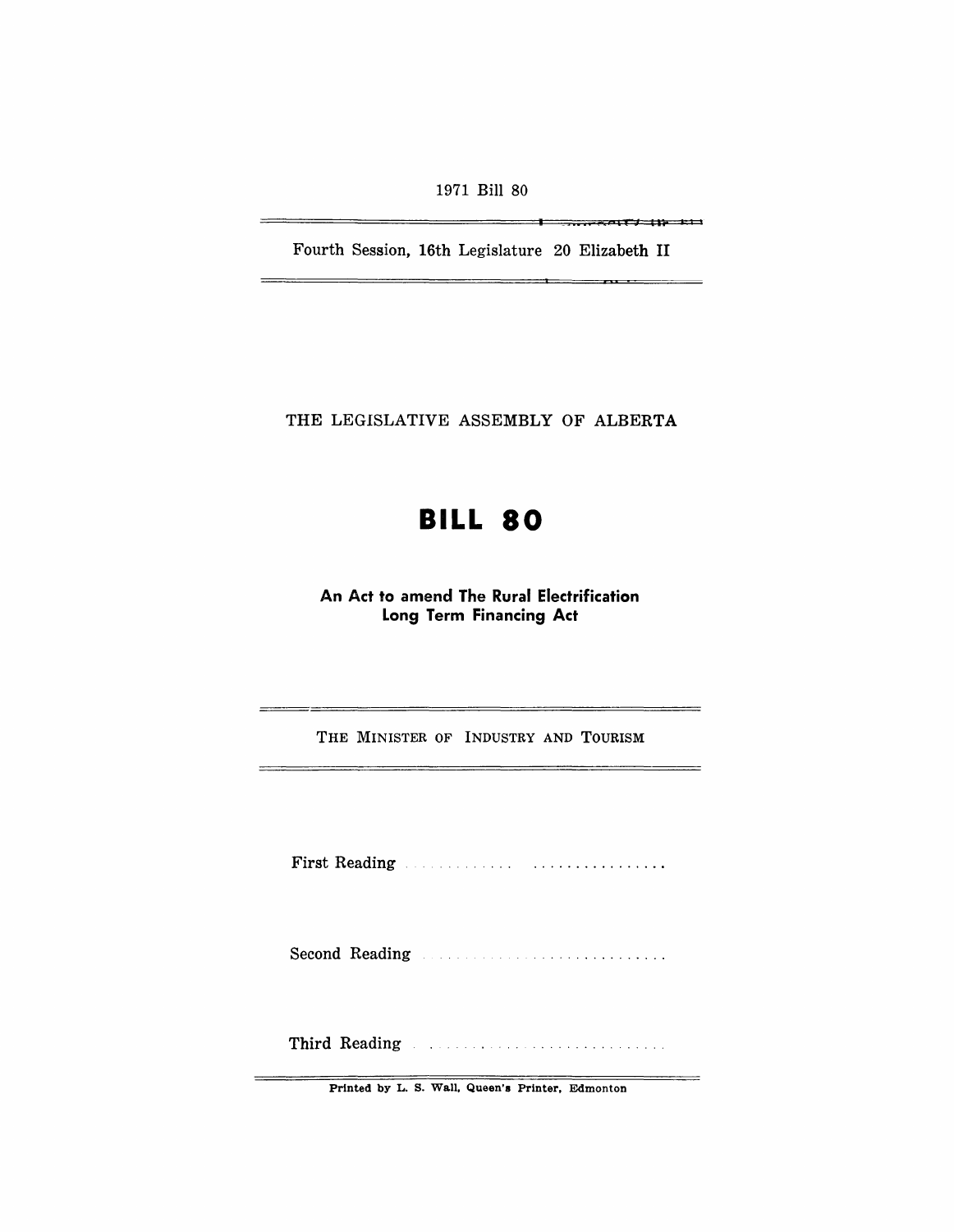1971 Bill 80

Fourth Session, 16th Legislature 20 Elizabeth II

THE LEGISLATIVE ASSEMBLY OF ALBERTA

# BILL 80

## An Act to amend The Rural Electrification Long Term Financing Act

THE MINISTER OF INDUSTRY AND TOURISM

First Reading . . . . . . . . . . . . . . . . . . . . . . . . . . . . .

Second Reading . . . . . . . . . . . . . . . . . . . . . . . . . . . .

Third Reading . . . . . . . . . . . . . . . . . . . . . . . . . . . . .

Printed by L. S. Wall, Queen's Printer, Edmonton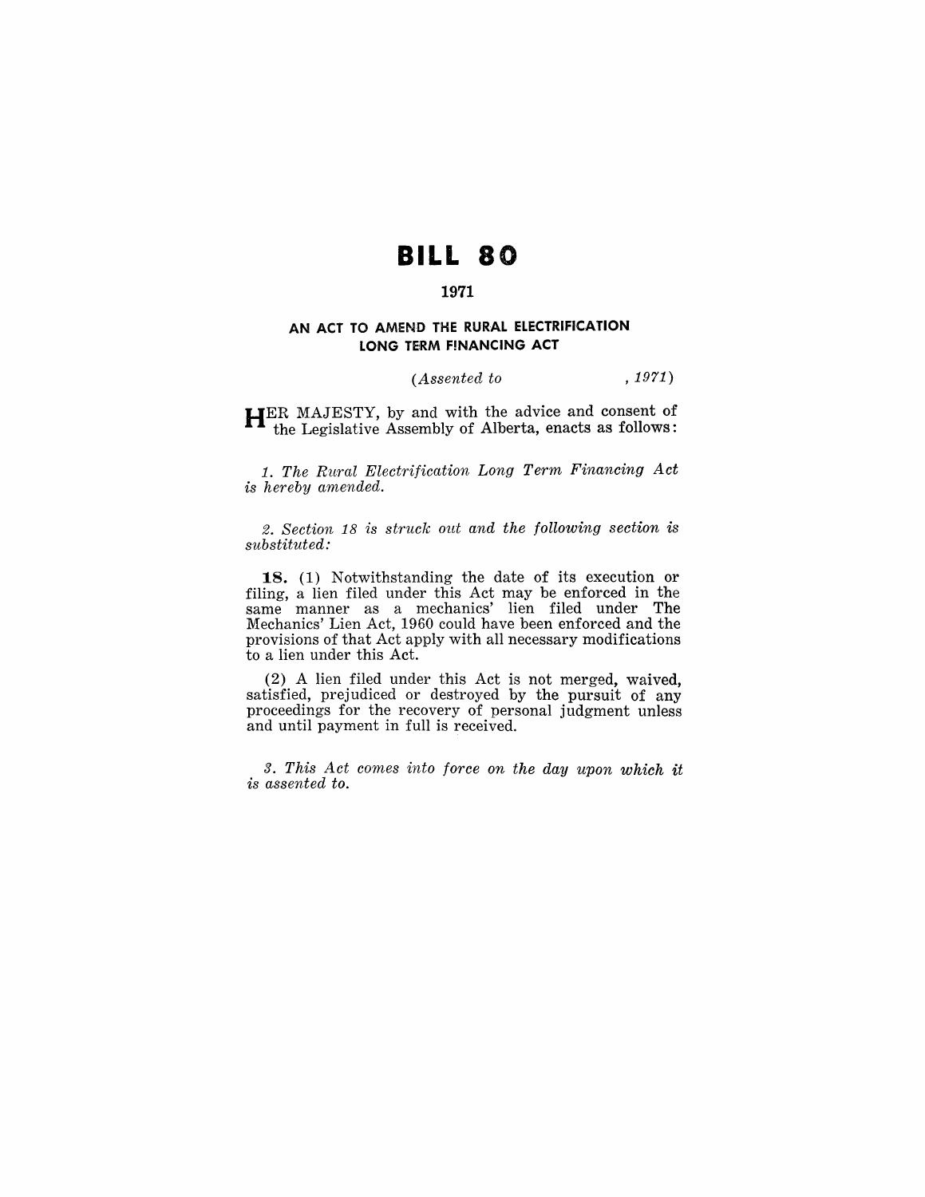# BILL 80

## 1971

### AN ACT TO AMEND THE RURAL ELECTRIFICATION LONG TERM FINANCING ACT

*(Assented to , 1971)*

HER MAJESTY, by and with the advice and consent of the Legislative Assembly of Alberta, enacts as follows:

*1. The Rural Electrification Long Term Financing Act is hereby amended.*

*2. Section 18 is struck out and the following section is substituted:*

**18.** (1) Notwithstanding the date of its execution or filing, a lien filed under this Act may be enforced in the same manner as a mechanics' lien filed under The Mechanics' Lien Act, 1960 could have been enforced and the provisions of that Act apply with all necessary modifications to a lien under this Act.

(2) A lien filed under this Act is not merged, waived, satisfied, prejudiced or destroyed by the pursuit of any proceedings for the recovery of personal judgment unless and until payment in full is received.

*3. This Act comes into force on the day upon which it is assented to.*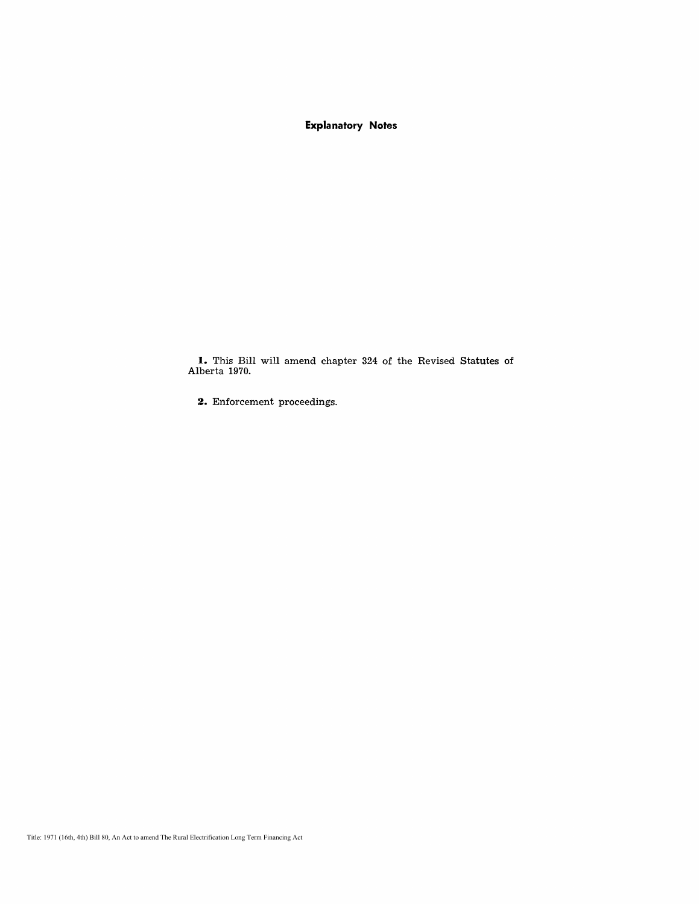## Explanatory Notes

**1.** This Bill will amend chapter 324 of the Revised Statutes of Alberta 1970.

**2.** Enforcement proceedings.

Title: 1971 (16th, 4th) Bill 80, An Act to amend The Rural Electrification Long Term Financing Act